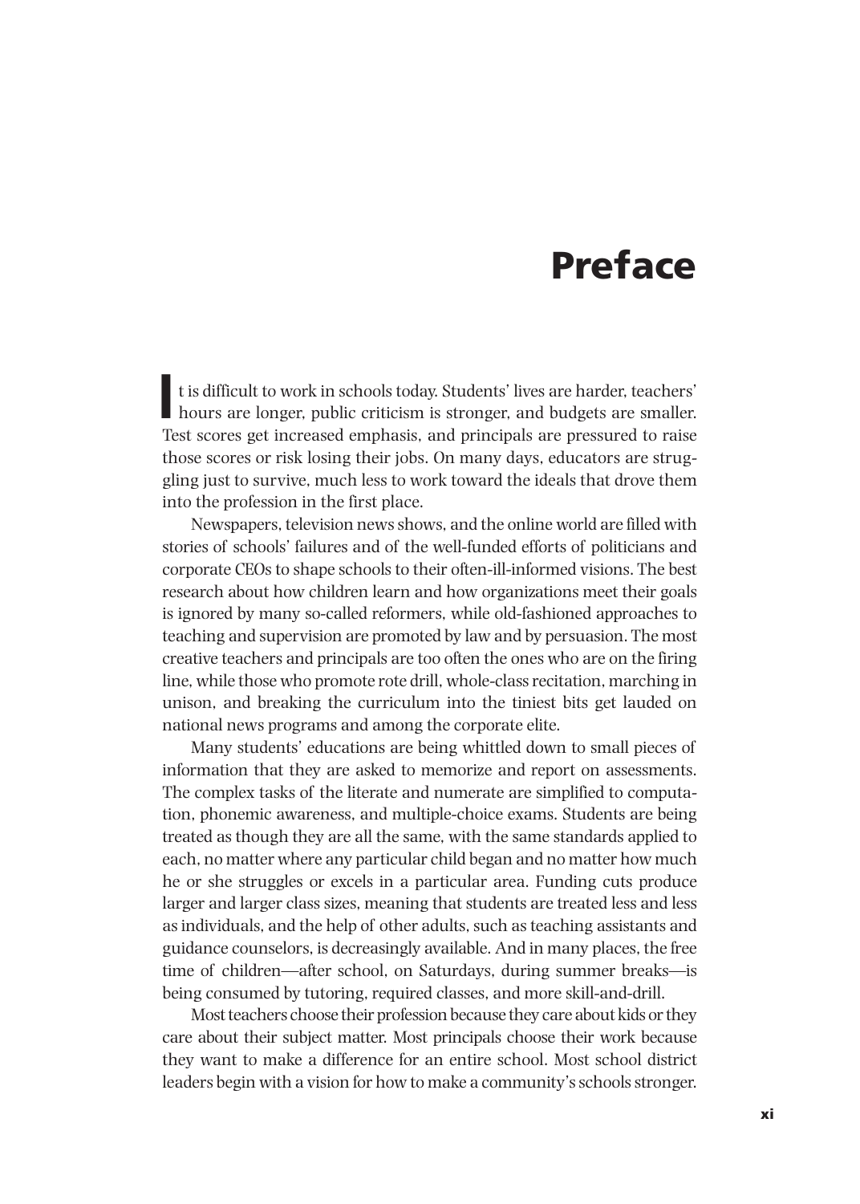# Preface

It is difficult to work in schools today. Students' lives are harder, teachers' hours are longer, public criticism is stronger, and budgets are smaller. Test scores get increased emphasis, and principals are pressured to raise those scores or risk losing their jobs. On many days, educators are struggling just to survive, much less to work toward the ideals that drove them into the profession in the first place.

Newspapers, television news shows, and the online world are filled with stories of schools' failures and of the well-funded efforts of politicians and corporate CEOs to shape schools to their often-ill-informed visions. The best research about how children learn and how organizations meet their goals is ignored by many so-called reformers, while old-fashioned approaches to teaching and supervision are promoted by law and by persuasion. The most creative teachers and principals are too often the ones who are on the firing line, while those who promote rote drill, whole-class recitation, marching in unison, and breaking the curriculum into the tiniest bits get lauded on national news programs and among the corporate elite.

Many students' educations are being whittled down to small pieces of information that they are asked to memorize and report on assessments. The complex tasks of the literate and numerate are simplified to computation, phonemic awareness, and multiple-choice exams. Students are being treated as though they are all the same, with the same standards applied to each, no matter where any particular child began and no matter how much he or she struggles or excels in a particular area. Funding cuts produce larger and larger class sizes, meaning that students are treated less and less as individuals, and the help of other adults, such as teaching assistants and guidance counselors, is decreasingly available. And in many places, the free time of children—after school, on Saturdays, during summer breaks—is being consumed by tutoring, required classes, and more skill-and-drill.

Most teachers choose their profession because they care about kids or they care about their subject matter. Most principals choose their work because they want to make a difference for an entire school. Most school district leaders begin with a vision for how to make a community's schools stronger.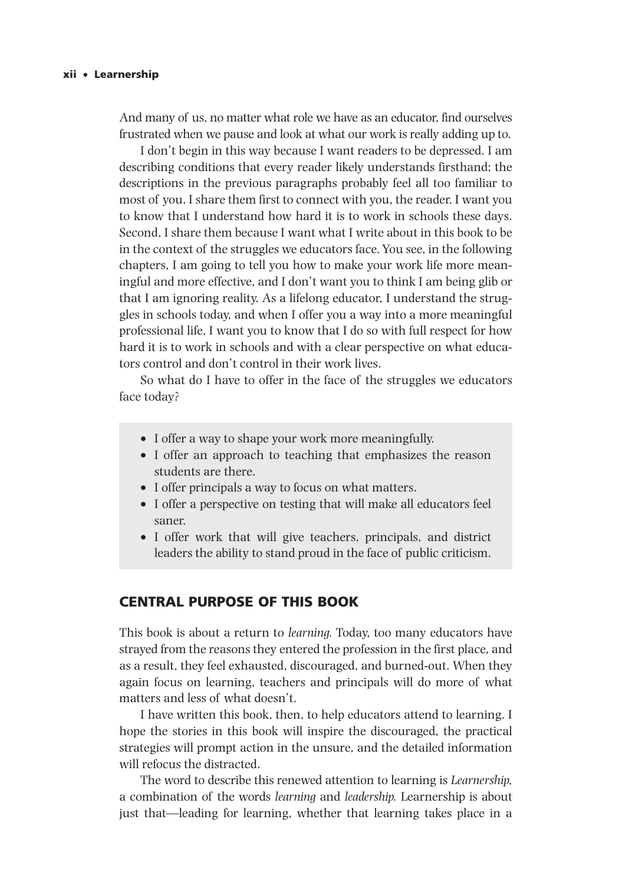And many of us, no matter what role we have as an educator, find ourselves frustrated when we pause and look at what our work is really adding up to.

I don't begin in this way because I want readers to be depressed. I am describing conditions that every reader likely understands firsthand; the descriptions in the previous paragraphs probably feel all too familiar to most of you. I share them first to connect with you, the reader. I want you to know that I understand how hard it is to work in schools these days. Second, I share them because I want what I write about in this book to be in the context of the struggles we educators face. You see, in the following chapters, I am going to tell you how to make your work life more meaningful and more effective, and I don't want you to think I am being glib or that I am ignoring reality. As a lifelong educator, I understand the struggles in schools today, and when I offer you a way into a more meaningful professional life, I want you to know that I do so with full respect for how hard it is to work in schools and with a clear perspective on what educators control and don't control in their work lives.

So what do I have to offer in the face of the struggles we educators face today?

- I offer a way to shape your work more meaningfully.
- I offer an approach to teaching that emphasizes the reason students are there.
- I offer principals a way to focus on what matters.
- I offer a perspective on testing that will make all educators feel saner.
- I offer work that will give teachers, principals, and district leaders the ability to stand proud in the face of public criticism.

## CENTRAL PURPOSE OF THIS BOOK

This book is about a return to *learning.* Today, too many educators have strayed from the reasons they entered the profession in the first place, and as a result, they feel exhausted, discouraged, and burned-out. When they again focus on learning, teachers and principals will do more of what matters and less of what doesn't.

I have written this book, then, to help educators attend to learning. I hope the stories in this book will inspire the discouraged, the practical strategies will prompt action in the unsure, and the detailed information will refocus the distracted.

The word to describe this renewed attention to learning is *Learnership,* a combination of the words *learning* and *leadership.* Learnership is about just that—leading for learning, whether that learning takes place in a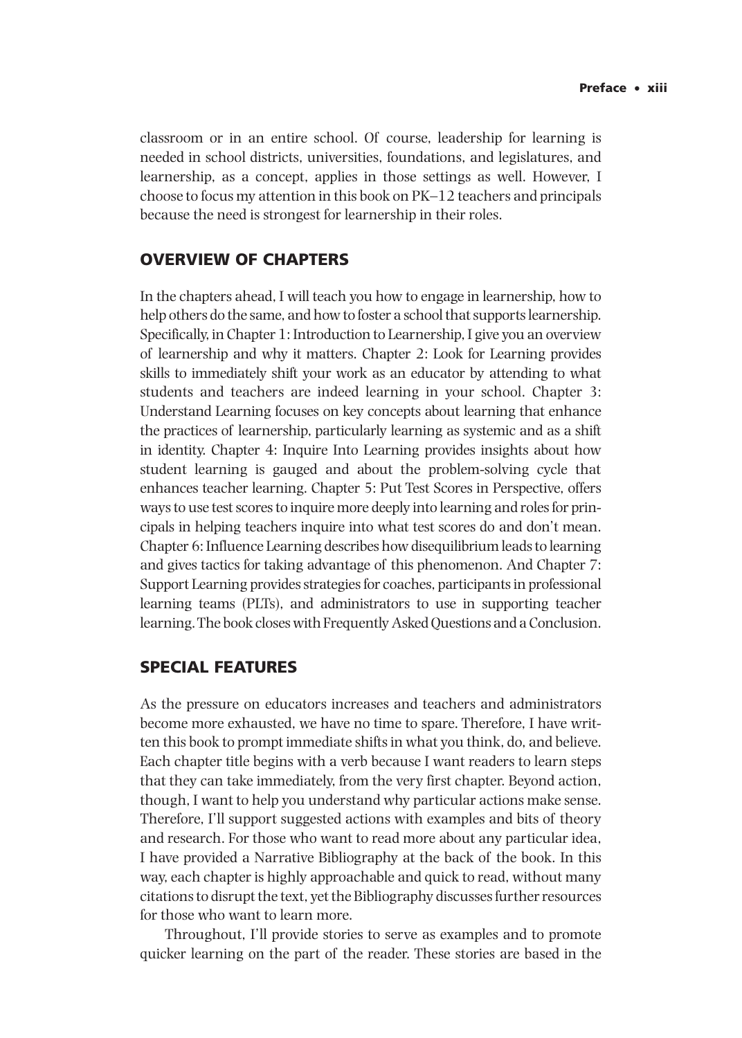classroom or in an entire school. Of course, leadership for learning is needed in school districts, universities, foundations, and legislatures, and learnership, as a concept, applies in those settings as well. However, I choose to focus my attention in this book on PK–12 teachers and principals because the need is strongest for learnership in their roles.

## OVERVIEW OF CHAPTERS

In the chapters ahead, I will teach you how to engage in learnership, how to help others do the same, and how to foster a school that supports learnership. Specifically, in Chapter 1: Introduction to Learnership, I give you an overview of learnership and why it matters. Chapter 2: Look for Learning provides skills to immediately shift your work as an educator by attending to what students and teachers are indeed learning in your school. Chapter 3: Understand Learning focuses on key concepts about learning that enhance the practices of learnership, particularly learning as systemic and as a shift in identity. Chapter 4: Inquire Into Learning provides insights about how student learning is gauged and about the problem-solving cycle that enhances teacher learning. Chapter 5: Put Test Scores in Perspective, offers ways to use test scores to inquire more deeply into learning and roles for principals in helping teachers inquire into what test scores do and don't mean. Chapter 6: Influence Learning describes how disequilibrium leads to learning and gives tactics for taking advantage of this phenomenon. And Chapter 7: Support Learning provides strategies for coaches, participants in professional learning teams (PLTs), and administrators to use in supporting teacher learning. The book closes with Frequently Asked Questions and a Conclusion.

## SPECIAL FEATURES

As the pressure on educators increases and teachers and administrators become more exhausted, we have no time to spare. Therefore, I have written this book to prompt immediate shifts in what you think, do, and believe. Each chapter title begins with a verb because I want readers to learn steps that they can take immediately, from the very first chapter. Beyond action, though, I want to help you understand why particular actions make sense. Therefore, I'll support suggested actions with examples and bits of theory and research. For those who want to read more about any particular idea, I have provided a Narrative Bibliography at the back of the book. In this way, each chapter is highly approachable and quick to read, without many citations to disrupt the text, yet the Bibliography discusses further resources for those who want to learn more.

Throughout, I'll provide stories to serve as examples and to promote quicker learning on the part of the reader. These stories are based in the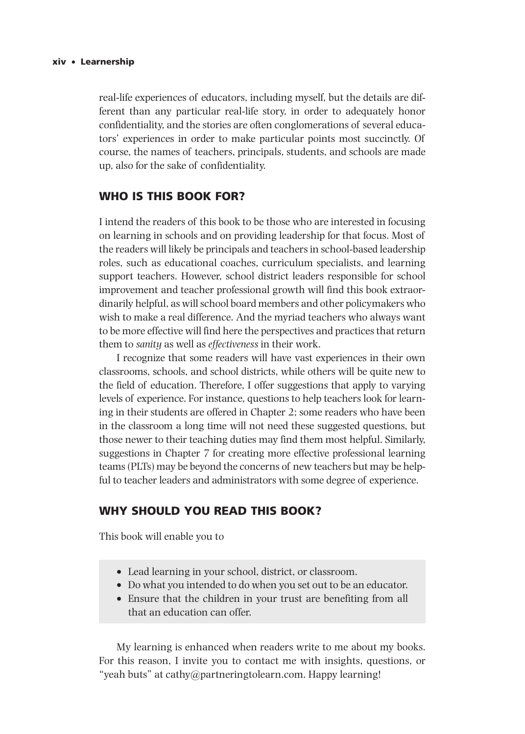real-life experiences of educators, including myself, but the details are different than any particular real-life story, in order to adequately honor confidentiality, and the stories are often conglomerations of several educators' experiences in order to make particular points most succinctly. Of course, the names of teachers, principals, students, and schools are made up, also for the sake of confidentiality.

## WHO IS THIS BOOK FOR?

I intend the readers of this book to be those who are interested in focusing on learning in schools and on providing leadership for that focus. Most of the readers will likely be principals and teachers in school-based leadership roles, such as educational coaches, curriculum specialists, and learning support teachers. However, school district leaders responsible for school improvement and teacher professional growth will find this book extraordinarily helpful, as will school board members and other policymakers who wish to make a real difference. And the myriad teachers who always want to be more effective will find here the perspectives and practices that return them to *sanity* as well as *effectiveness* in their work.

I recognize that some readers will have vast experiences in their own classrooms, schools, and school districts, while others will be quite new to the field of education. Therefore, I offer suggestions that apply to varying levels of experience. For instance, questions to help teachers look for learning in their students are offered in Chapter 2; some readers who have been in the classroom a long time will not need these suggested questions, but those newer to their teaching duties may find them most helpful. Similarly, suggestions in Chapter 7 for creating more effective professional learning teams (PLTs) may be beyond the concerns of new teachers but may be helpful to teacher leaders and administrators with some degree of experience.

## WHY SHOULD YOU READ THIS BOOK?

This book will enable you to

- Lead learning in your school, district, or classroom.
- Do what you intended to do when you set out to be an educator.
- Ensure that the children in your trust are benefiting from all that an education can offer.

My learning is enhanced when readers write to me about my books. For this reason, I invite you to contact me with insights, questions, or "yeah buts" at cathy@partneringtolearn.com. Happy learning!